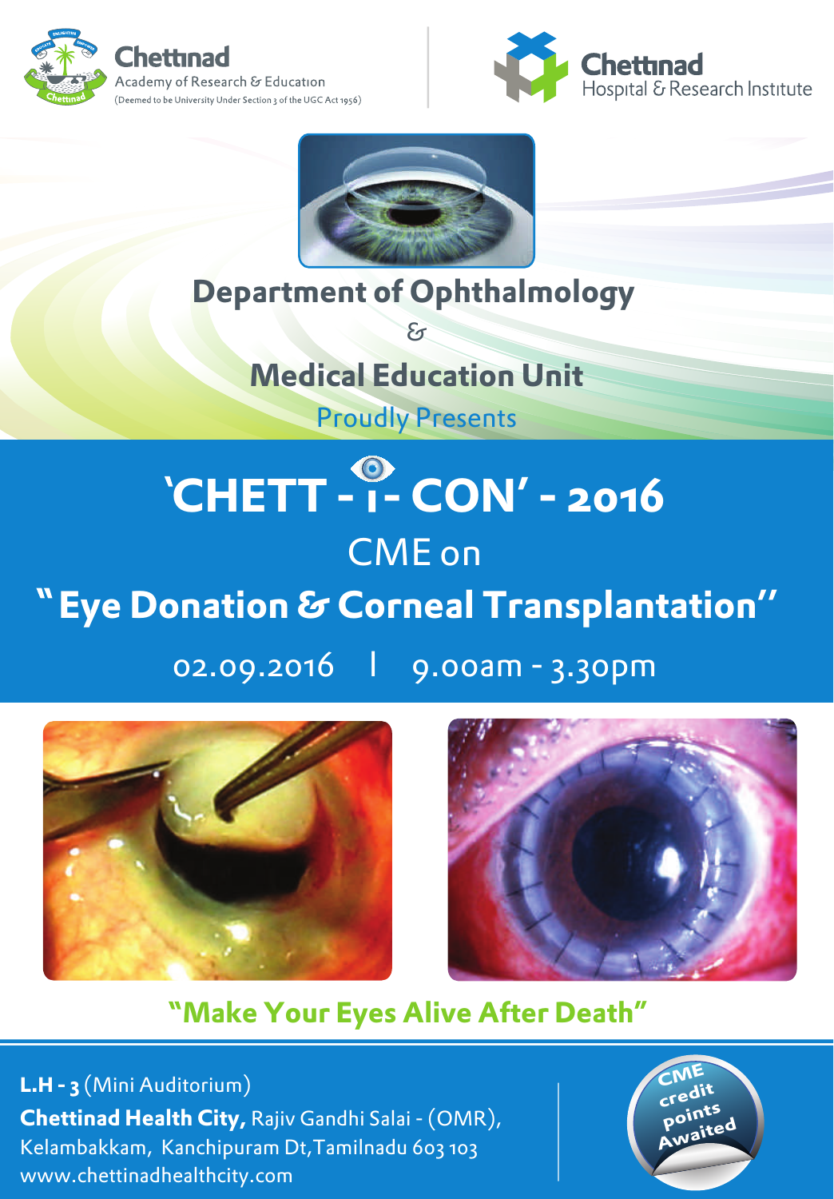**Chettinad** Academy of Research & Education
(Deemed to be University Under Section 3 of the UGC Act 1956)

**Chettinad** Hospital & Research Institute

## Department of Ophthalmology

&

## Medical Education Unit

Proudly Presents

# 'CHETT - i - CON' - 2016

## CME on

## "Eye Donation & Corneal Transplantation"

02.09.2016 | 9.00am - 3.30pm

**"Make Your Eyes Alive After Death"**

**L.H - 3** (Mini Auditorium)
**Chettinad Health City,** Rajiv Gandhi Salai - (OMR), Kelambakkam, Kanchipuram Dt, Tamilnadu 603 103
www.chettinadhealthcity.com

CME credit points Awaited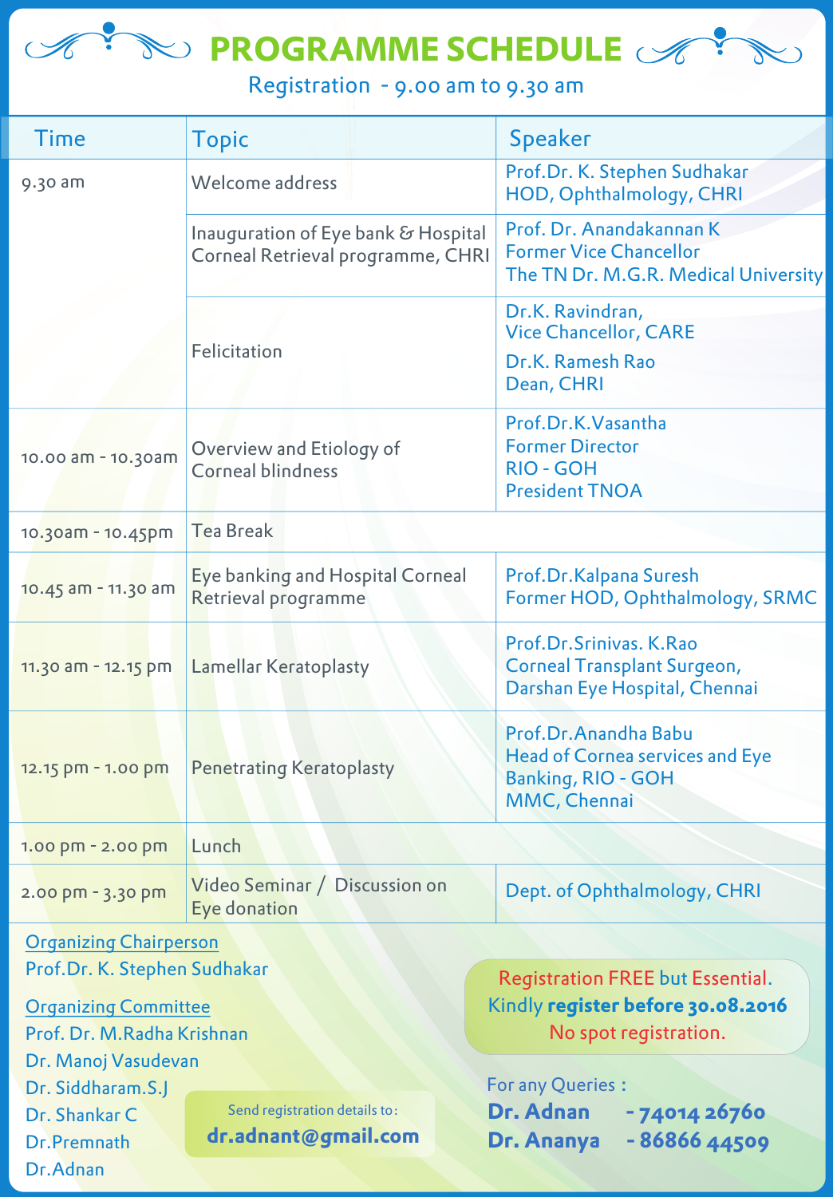# PROGRAMME SCHEDULE

Registration - 9.00 am to 9.30 am

| Time | Topic | Speaker |
|---|---|---|
| 9.30 am | Welcome address | Prof.Dr. K. Stephen Sudhakar<br>HOD, Ophthalmology, CHRI |
| | Inauguration of Eye bank & Hospital Corneal Retrieval programme, CHRI | Prof. Dr. Anandakannan K<br>Former Vice Chancellor<br>The TN Dr. M.G.R. Medical University |
| | Felicitation | Dr.K. Ravindran,<br>Vice Chancellor, CARE<br>Dr.K. Ramesh Rao<br>Dean, CHRI |
| 10.00 am - 10.30am | Overview and Etiology of Corneal blindness | Prof.Dr.K.Vasantha<br>Former Director<br>RIO - GOH<br>President TNOA |
| 10.30am - 10.45pm | Tea Break | |
| 10.45 am - 11.30 am | Eye banking and Hospital Corneal Retrieval programme | Prof.Dr.Kalpana Suresh<br>Former HOD, Ophthalmology, SRMC |
| 11.30 am - 12.15 pm | Lamellar Keratoplasty | Prof.Dr.Srinivas. K.Rao<br>Corneal Transplant Surgeon,<br>Darshan Eye Hospital, Chennai |
| 12.15 pm - 1.00 pm | Penetrating Keratoplasty | Prof.Dr.Anandha Babu<br>Head of Cornea services and Eye Banking, RIO - GOH<br>MMC, Chennai |
| 1.00 pm - 2.00 pm | Lunch | |
| 2.00 pm - 3.30 pm | Video Seminar / Discussion on Eye donation | Dept. of Ophthalmology, CHRI |

**Organizing Chairperson**

Prof.Dr. K. Stephen Sudhakar

**Organizing Committee**

Prof. Dr. M.Radha Krishnan
Dr. Manoj Vasudevan
Dr. Siddharam.S.J
Dr. Shankar C
Dr.Premnath
Dr.Adnan

Send registration details to:
**dr.adnant@gmail.com**

Registration FREE but Essential.
Kindly **register before 30.08.2016**
No spot registration.

For any Queries :
**Dr. Adnan - 74014 26760**
**Dr. Ananya - 86866 44509**